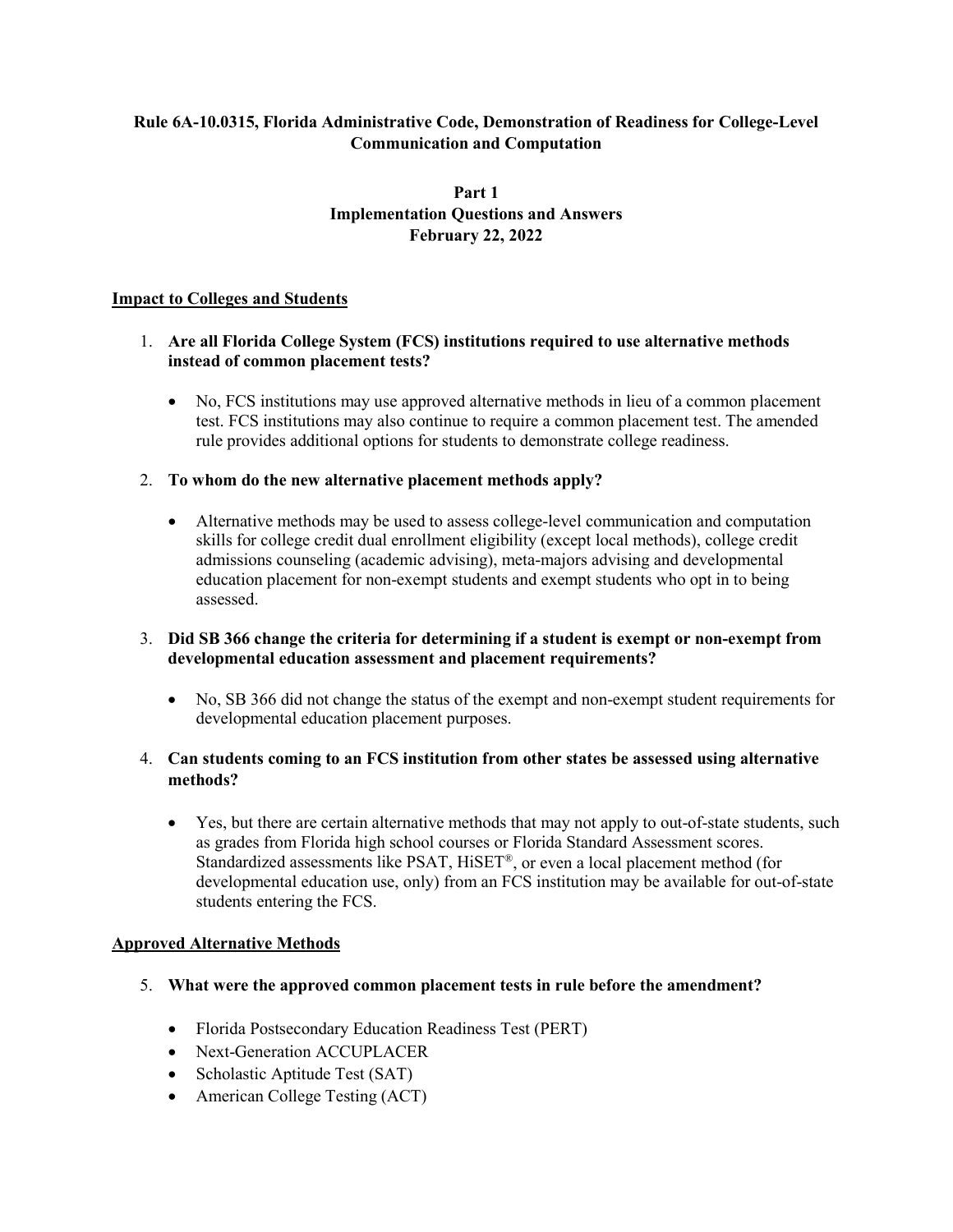# Rule 6A-10.0315, Florida Administrative Code, Demonstration of Readiness for College-Level Communication and Computation

## Part 1
## Implementation Questions and Answers
## February 22, 2022

### Impact to Colleges and Students

1. **Are all Florida College System (FCS) institutions required to use alternative methods instead of common placement tests?**

   - No, FCS institutions may use approved alternative methods in lieu of a common placement test. FCS institutions may also continue to require a common placement test. The amended rule provides additional options for students to demonstrate college readiness.

2. **To whom do the new alternative placement methods apply?**

   - Alternative methods may be used to assess college-level communication and computation skills for college credit dual enrollment eligibility (except local methods), college credit admissions counseling (academic advising), meta-majors advising and developmental education placement for non-exempt students and exempt students who opt in to being assessed.

3. **Did SB 366 change the criteria for determining if a student is exempt or non-exempt from developmental education assessment and placement requirements?**

   - No, SB 366 did not change the status of the exempt and non-exempt student requirements for developmental education placement purposes.

4. **Can students coming to an FCS institution from other states be assessed using alternative methods?**

   - Yes, but there are certain alternative methods that may not apply to out-of-state students, such as grades from Florida high school courses or Florida Standard Assessment scores. Standardized assessments like PSAT, HiSET®, or even a local placement method (for developmental education use, only) from an FCS institution may be available for out-of-state students entering the FCS.

### Approved Alternative Methods

5. **What were the approved common placement tests in rule before the amendment?**

   - Florida Postsecondary Education Readiness Test (PERT)
   - Next-Generation ACCUPLACER
   - Scholastic Aptitude Test (SAT)
   - American College Testing (ACT)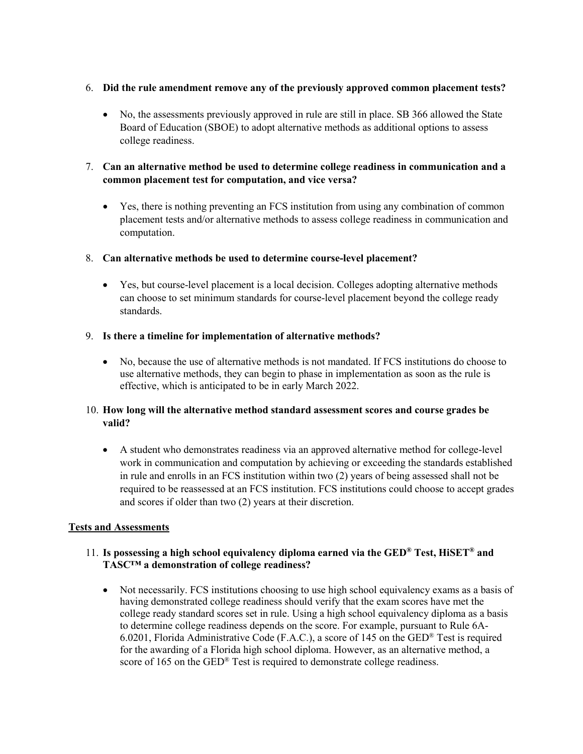6. **Did the rule amendment remove any of the previously approved common placement tests?**

   - No, the assessments previously approved in rule are still in place. SB 366 allowed the State Board of Education (SBOE) to adopt alternative methods as additional options to assess college readiness.

7. **Can an alternative method be used to determine college readiness in communication and a common placement test for computation, and vice versa?**

   - Yes, there is nothing preventing an FCS institution from using any combination of common placement tests and/or alternative methods to assess college readiness in communication and computation.

8. **Can alternative methods be used to determine course-level placement?**

   - Yes, but course-level placement is a local decision. Colleges adopting alternative methods can choose to set minimum standards for course-level placement beyond the college ready standards.

9. **Is there a timeline for implementation of alternative methods?**

   - No, because the use of alternative methods is not mandated. If FCS institutions do choose to use alternative methods, they can begin to phase in implementation as soon as the rule is effective, which is anticipated to be in early March 2022.

10. **How long will the alternative method standard assessment scores and course grades be valid?**

    - A student who demonstrates readiness via an approved alternative method for college-level work in communication and computation by achieving or exceeding the standards established in rule and enrolls in an FCS institution within two (2) years of being assessed shall not be required to be reassessed at an FCS institution. FCS institutions could choose to accept grades and scores if older than two (2) years at their discretion.

**Tests and Assessments**

11. **Is possessing a high school equivalency diploma earned via the GED® Test, HiSET® and TASC™ a demonstration of college readiness?**

    - Not necessarily. FCS institutions choosing to use high school equivalency exams as a basis of having demonstrated college readiness should verify that the exam scores have met the college ready standard scores set in rule. Using a high school equivalency diploma as a basis to determine college readiness depends on the score. For example, pursuant to Rule 6A-6.0201, Florida Administrative Code (F.A.C.), a score of 145 on the GED® Test is required for the awarding of a Florida high school diploma. However, as an alternative method, a score of 165 on the GED® Test is required to demonstrate college readiness.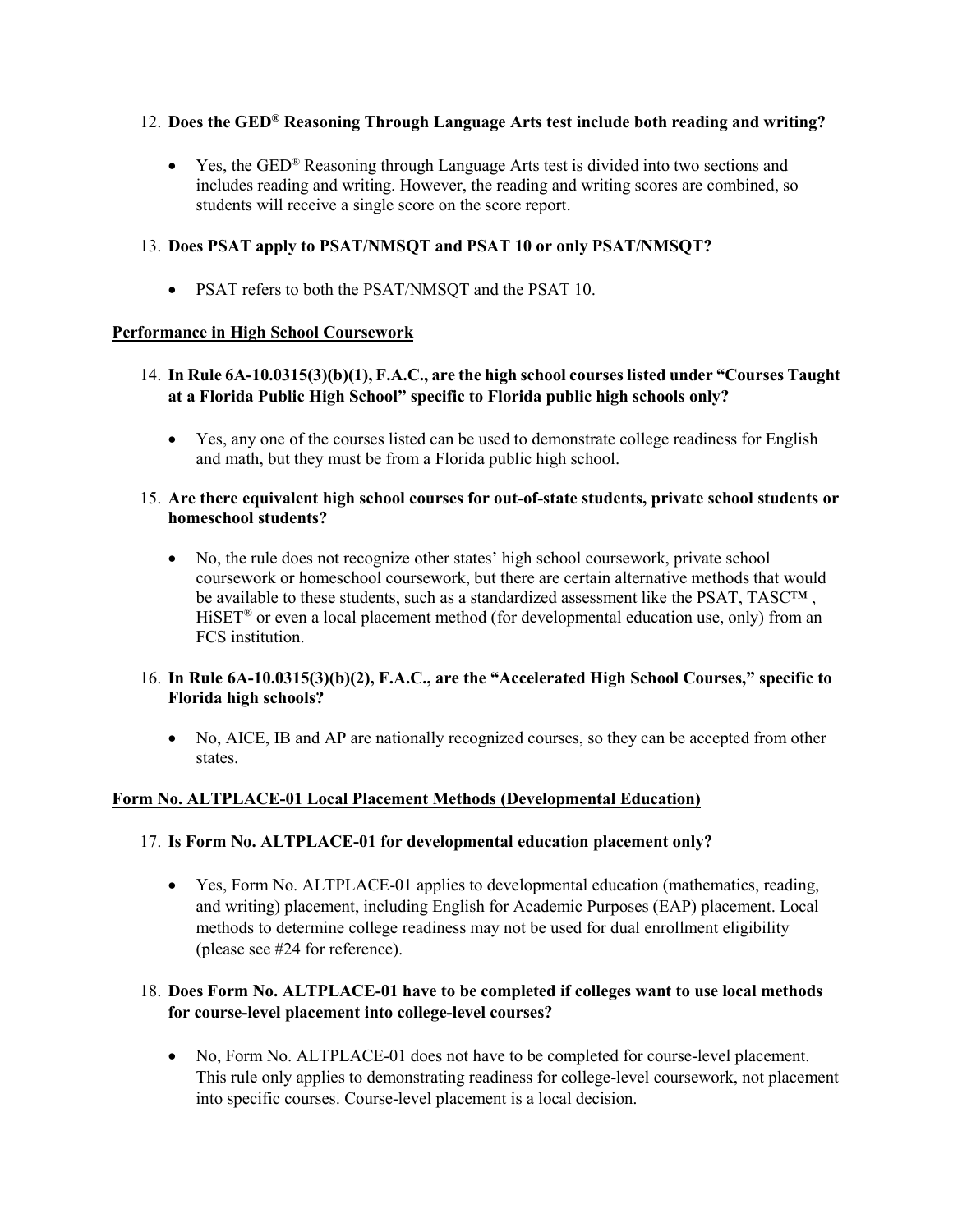12. **Does the GED® Reasoning Through Language Arts test include both reading and writing?**

    - Yes, the GED® Reasoning through Language Arts test is divided into two sections and includes reading and writing. However, the reading and writing scores are combined, so students will receive a single score on the score report.

13. **Does PSAT apply to PSAT/NMSQT and PSAT 10 or only PSAT/NMSQT?**

    - PSAT refers to both the PSAT/NMSQT and the PSAT 10.

**<u>Performance in High School Coursework</u>**

14. **In Rule 6A-10.0315(3)(b)(1), F.A.C., are the high school courses listed under "Courses Taught at a Florida Public High School" specific to Florida public high schools only?**

    - Yes, any one of the courses listed can be used to demonstrate college readiness for English and math, but they must be from a Florida public high school.

15. **Are there equivalent high school courses for out-of-state students, private school students or homeschool students?**

    - No, the rule does not recognize other states' high school coursework, private school coursework or homeschool coursework, but there are certain alternative methods that would be available to these students, such as a standardized assessment like the PSAT, TASC™ , HiSET® or even a local placement method (for developmental education use, only) from an FCS institution.

16. **In Rule 6A-10.0315(3)(b)(2), F.A.C., are the "Accelerated High School Courses," specific to Florida high schools?**

    - No, AICE, IB and AP are nationally recognized courses, so they can be accepted from other states.

**<u>Form No. ALTPLACE-01 Local Placement Methods (Developmental Education)</u>**

17. **Is Form No. ALTPLACE-01 for developmental education placement only?**

    - Yes, Form No. ALTPLACE-01 applies to developmental education (mathematics, reading, and writing) placement, including English for Academic Purposes (EAP) placement. Local methods to determine college readiness may not be used for dual enrollment eligibility (please see #24 for reference).

18. **Does Form No. ALTPLACE-01 have to be completed if colleges want to use local methods for course-level placement into college-level courses?**

    - No, Form No. ALTPLACE-01 does not have to be completed for course-level placement. This rule only applies to demonstrating readiness for college-level coursework, not placement into specific courses. Course-level placement is a local decision.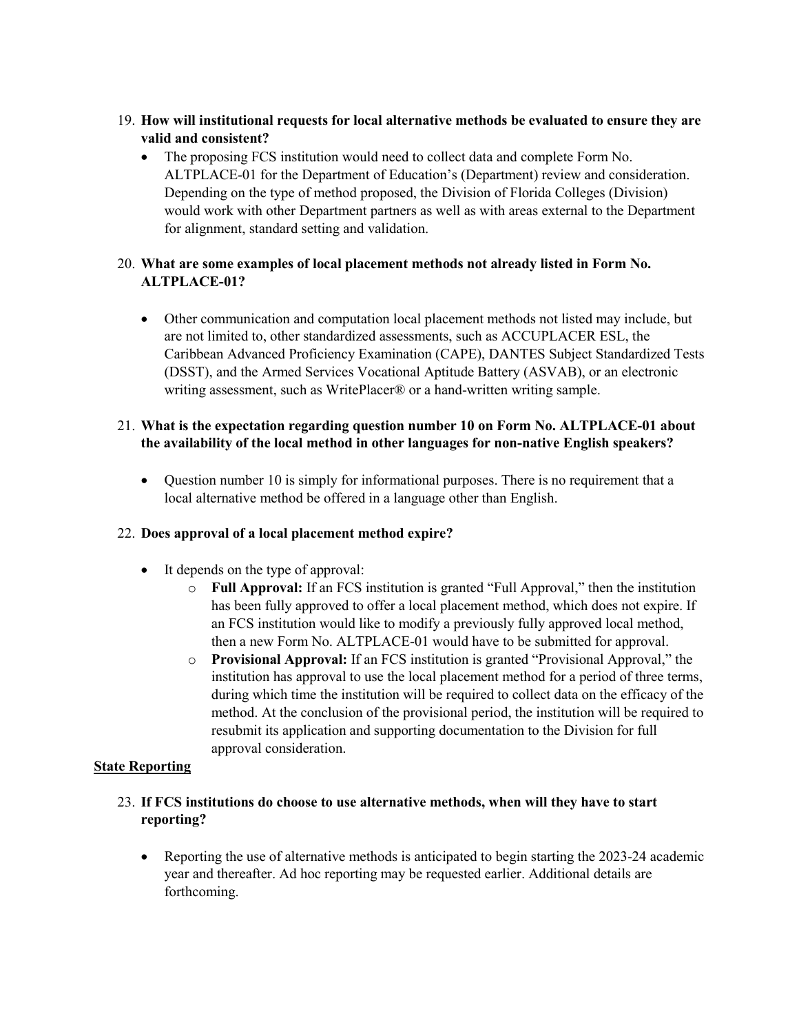19. **How will institutional requests for local alternative methods be evaluated to ensure they are valid and consistent?**
    - The proposing FCS institution would need to collect data and complete Form No. ALTPLACE-01 for the Department of Education's (Department) review and consideration. Depending on the type of method proposed, the Division of Florida Colleges (Division) would work with other Department partners as well as with areas external to the Department for alignment, standard setting and validation.

20. **What are some examples of local placement methods not already listed in Form No. ALTPLACE-01?**
    - Other communication and computation local placement methods not listed may include, but are not limited to, other standardized assessments, such as ACCUPLACER ESL, the Caribbean Advanced Proficiency Examination (CAPE), DANTES Subject Standardized Tests (DSST), and the Armed Services Vocational Aptitude Battery (ASVAB), or an electronic writing assessment, such as WritePlacer® or a hand-written writing sample.

21. **What is the expectation regarding question number 10 on Form No. ALTPLACE-01 about the availability of the local method in other languages for non-native English speakers?**
    - Question number 10 is simply for informational purposes. There is no requirement that a local alternative method be offered in a language other than English.

22. **Does approval of a local placement method expire?**
    - It depends on the type of approval:
        - **Full Approval:** If an FCS institution is granted "Full Approval," then the institution has been fully approved to offer a local placement method, which does not expire. If an FCS institution would like to modify a previously fully approved local method, then a new Form No. ALTPLACE-01 would have to be submitted for approval.
        - **Provisional Approval:** If an FCS institution is granted "Provisional Approval," the institution has approval to use the local placement method for a period of three terms, during which time the institution will be required to collect data on the efficacy of the method. At the conclusion of the provisional period, the institution will be required to resubmit its application and supporting documentation to the Division for full approval consideration.

**State Reporting**

23. **If FCS institutions do choose to use alternative methods, when will they have to start reporting?**
    - Reporting the use of alternative methods is anticipated to begin starting the 2023-24 academic year and thereafter. Ad hoc reporting may be requested earlier. Additional details are forthcoming.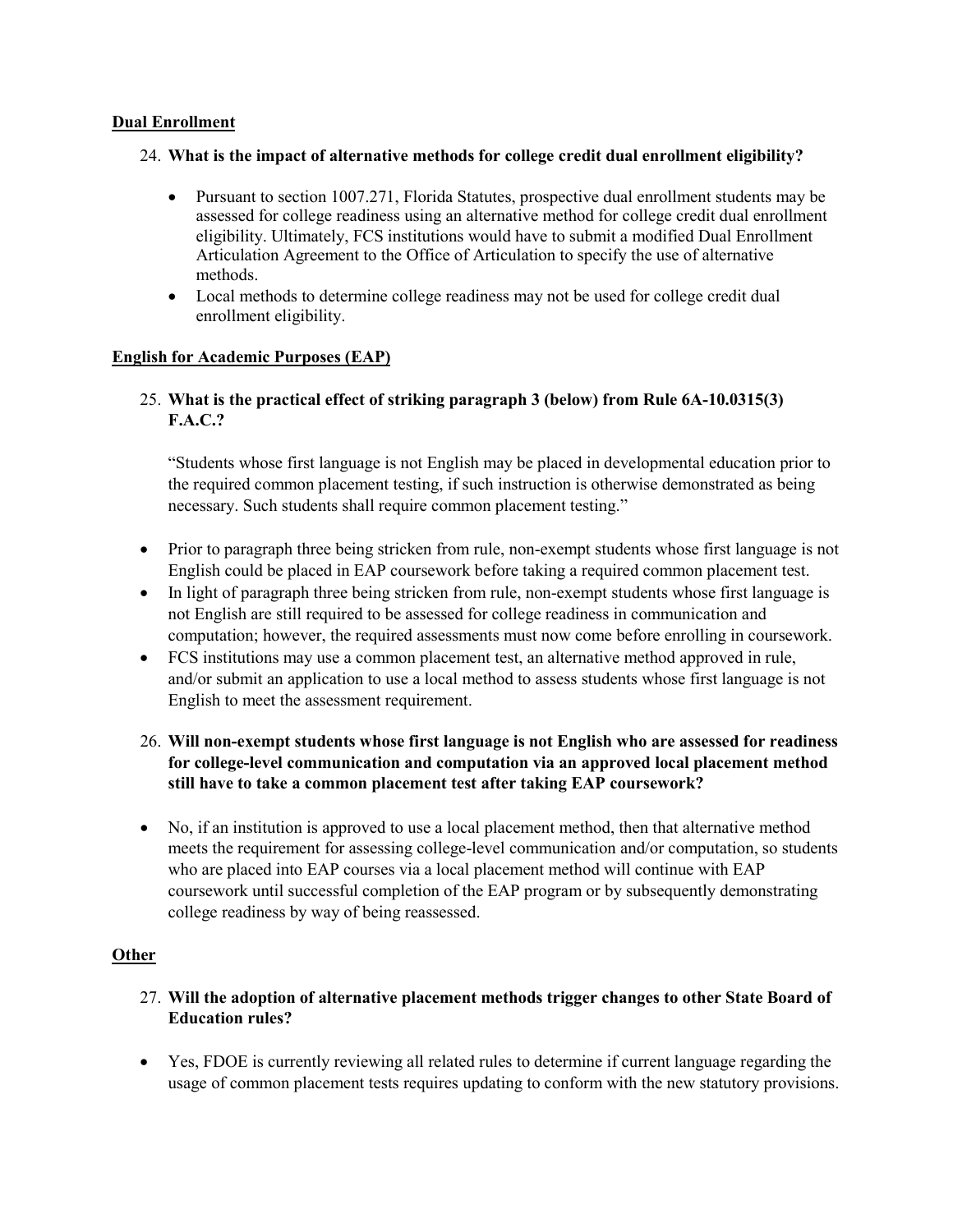**Dual Enrollment**

24. **What is the impact of alternative methods for college credit dual enrollment eligibility?**

    - Pursuant to section 1007.271, Florida Statutes, prospective dual enrollment students may be assessed for college readiness using an alternative method for college credit dual enrollment eligibility. Ultimately, FCS institutions would have to submit a modified Dual Enrollment Articulation Agreement to the Office of Articulation to specify the use of alternative methods.
    - Local methods to determine college readiness may not be used for college credit dual enrollment eligibility.

**English for Academic Purposes (EAP)**

25. **What is the practical effect of striking paragraph 3 (below) from Rule 6A-10.0315(3) F.A.C.?**

    "Students whose first language is not English may be placed in developmental education prior to the required common placement testing, if such instruction is otherwise demonstrated as being necessary. Such students shall require common placement testing."

- Prior to paragraph three being stricken from rule, non-exempt students whose first language is not English could be placed in EAP coursework before taking a required common placement test.
- In light of paragraph three being stricken from rule, non-exempt students whose first language is not English are still required to be assessed for college readiness in communication and computation; however, the required assessments must now come before enrolling in coursework.
- FCS institutions may use a common placement test, an alternative method approved in rule, and/or submit an application to use a local method to assess students whose first language is not English to meet the assessment requirement.

26. **Will non-exempt students whose first language is not English who are assessed for readiness for college-level communication and computation via an approved local placement method still have to take a common placement test after taking EAP coursework?**

- No, if an institution is approved to use a local placement method, then that alternative method meets the requirement for assessing college-level communication and/or computation, so students who are placed into EAP courses via a local placement method will continue with EAP coursework until successful completion of the EAP program or by subsequently demonstrating college readiness by way of being reassessed.

**Other**

27. **Will the adoption of alternative placement methods trigger changes to other State Board of Education rules?**

- Yes, FDOE is currently reviewing all related rules to determine if current language regarding the usage of common placement tests requires updating to conform with the new statutory provisions.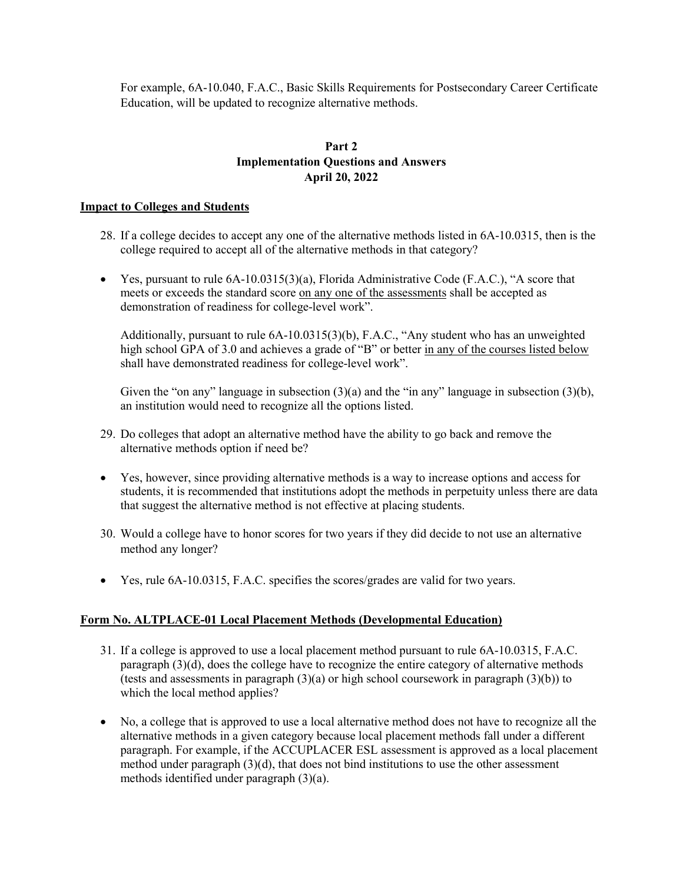For example, 6A-10.040, F.A.C., Basic Skills Requirements for Postsecondary Career Certificate Education, will be updated to recognize alternative methods.

## Part 2
## Implementation Questions and Answers
## April 20, 2022

### Impact to Colleges and Students

28. If a college decides to accept any one of the alternative methods listed in 6A-10.0315, then is the college required to accept all of the alternative methods in that category?

- Yes, pursuant to rule 6A-10.0315(3)(a), Florida Administrative Code (F.A.C.), "A score that meets or exceeds the standard score on any one of the assessments shall be accepted as demonstration of readiness for college-level work".

  Additionally, pursuant to rule 6A-10.0315(3)(b), F.A.C., "Any student who has an unweighted high school GPA of 3.0 and achieves a grade of "B" or better in any of the courses listed below shall have demonstrated readiness for college-level work".

  Given the "on any" language in subsection (3)(a) and the "in any" language in subsection (3)(b), an institution would need to recognize all the options listed.

29. Do colleges that adopt an alternative method have the ability to go back and remove the alternative methods option if need be?

- Yes, however, since providing alternative methods is a way to increase options and access for students, it is recommended that institutions adopt the methods in perpetuity unless there are data that suggest the alternative method is not effective at placing students.

30. Would a college have to honor scores for two years if they did decide to not use an alternative method any longer?

- Yes, rule 6A-10.0315, F.A.C. specifies the scores/grades are valid for two years.

### Form No. ALTPLACE-01 Local Placement Methods (Developmental Education)

31. If a college is approved to use a local placement method pursuant to rule 6A-10.0315, F.A.C. paragraph (3)(d), does the college have to recognize the entire category of alternative methods (tests and assessments in paragraph (3)(a) or high school coursework in paragraph (3)(b)) to which the local method applies?

- No, a college that is approved to use a local alternative method does not have to recognize all the alternative methods in a given category because local placement methods fall under a different paragraph. For example, if the ACCUPLACER ESL assessment is approved as a local placement method under paragraph (3)(d), that does not bind institutions to use the other assessment methods identified under paragraph (3)(a).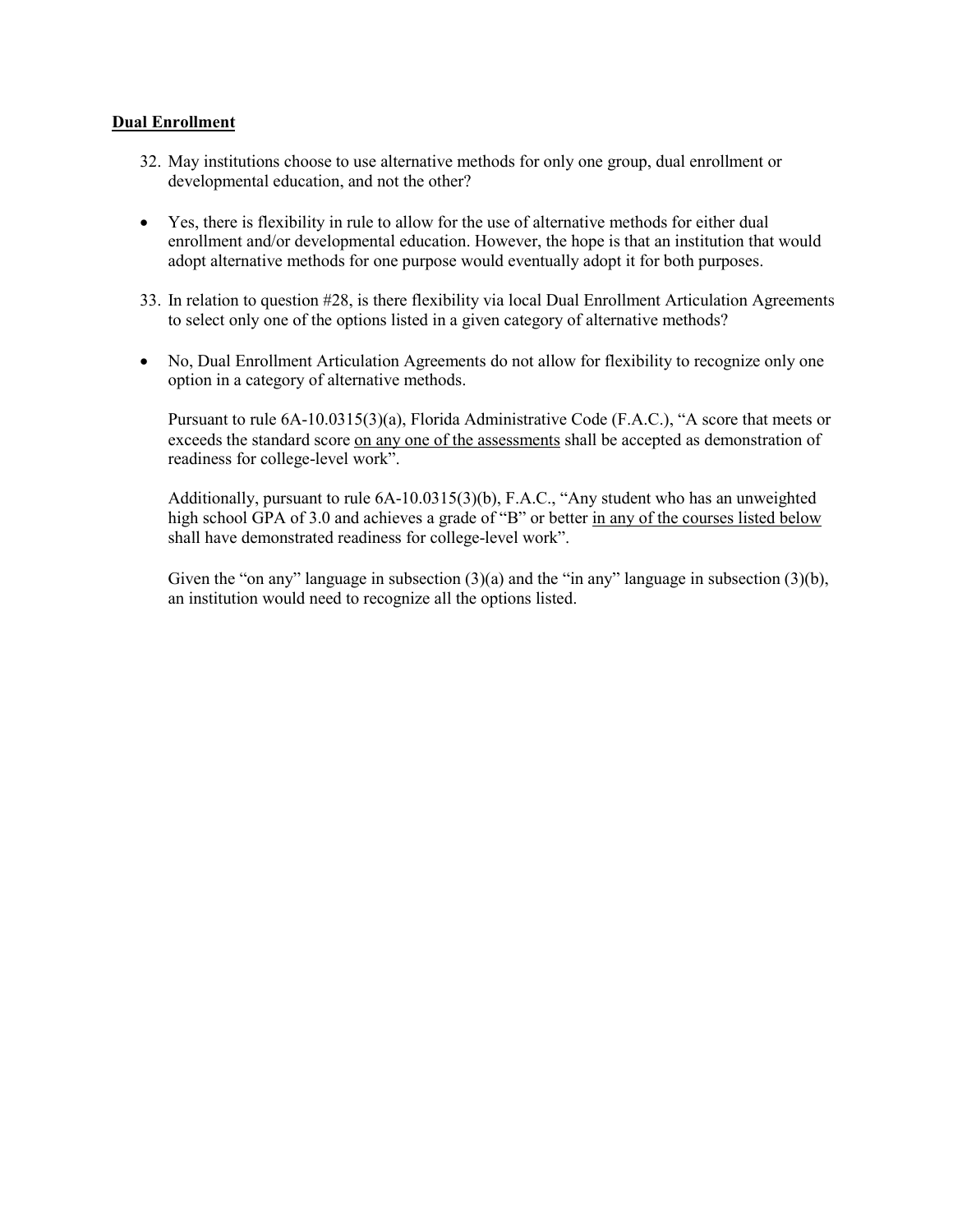**Dual Enrollment**

32. May institutions choose to use alternative methods for only one group, dual enrollment or developmental education, and not the other?

- Yes, there is flexibility in rule to allow for the use of alternative methods for either dual enrollment and/or developmental education. However, the hope is that an institution that would adopt alternative methods for one purpose would eventually adopt it for both purposes.

33. In relation to question #28, is there flexibility via local Dual Enrollment Articulation Agreements to select only one of the options listed in a given category of alternative methods?

- No, Dual Enrollment Articulation Agreements do not allow for flexibility to recognize only one option in a category of alternative methods.

  Pursuant to rule 6A-10.0315(3)(a), Florida Administrative Code (F.A.C.), "A score that meets or exceeds the standard score <u>on any one of the assessments</u> shall be accepted as demonstration of readiness for college-level work".

  Additionally, pursuant to rule 6A-10.0315(3)(b), F.A.C., "Any student who has an unweighted high school GPA of 3.0 and achieves a grade of "B" or better <u>in any of the courses listed below</u> shall have demonstrated readiness for college-level work".

  Given the "on any" language in subsection (3)(a) and the "in any" language in subsection (3)(b), an institution would need to recognize all the options listed.